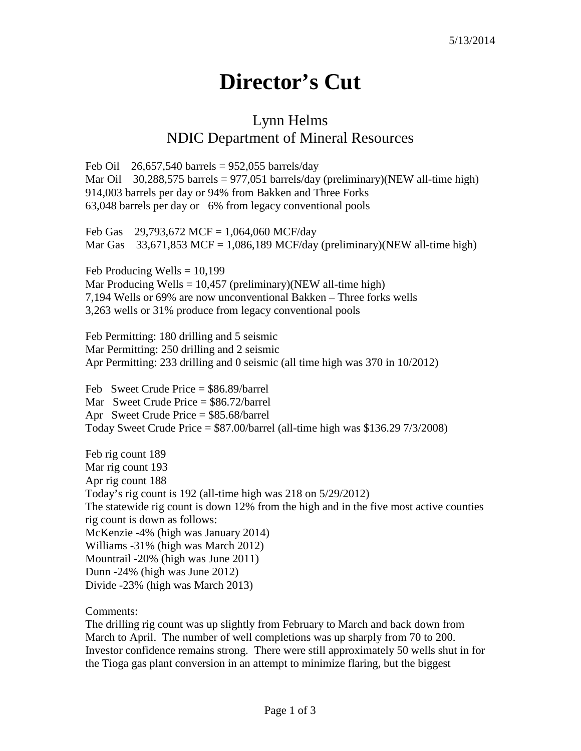5/13/2014

# Director's Cut

## Lynn Helms
## NDIC Department of Mineral Resources

Feb Oil 26,657,540 barrels = 952,055 barrels/day
Mar Oil 30,288,575 barrels = 977,051 barrels/day (preliminary)(NEW all-time high)
914,003 barrels per day or 94% from Bakken and Three Forks
63,048 barrels per day or 6% from legacy conventional pools

Feb Gas 29,793,672 MCF = 1,064,060 MCF/day
Mar Gas 33,671,853 MCF = 1,086,189 MCF/day (preliminary)(NEW all-time high)

Feb Producing Wells = 10,199
Mar Producing Wells = 10,457 (preliminary)(NEW all-time high)
7,194 Wells or 69% are now unconventional Bakken – Three forks wells
3,263 wells or 31% produce from legacy conventional pools

Feb Permitting: 180 drilling and 5 seismic
Mar Permitting: 250 drilling and 2 seismic
Apr Permitting: 233 drilling and 0 seismic (all time high was 370 in 10/2012)

Feb Sweet Crude Price = $86.89/barrel
Mar Sweet Crude Price = $86.72/barrel
Apr Sweet Crude Price = $85.68/barrel
Today Sweet Crude Price = $87.00/barrel (all-time high was $136.29 7/3/2008)

Feb rig count 189
Mar rig count 193
Apr rig count 188
Today's rig count is 192 (all-time high was 218 on 5/29/2012)
The statewide rig count is down 12% from the high and in the five most active counties rig count is down as follows:
McKenzie -4% (high was January 2014)
Williams -31% (high was March 2012)
Mountrail -20% (high was June 2011)
Dunn -24% (high was June 2012)
Divide -23% (high was March 2013)

Comments:
The drilling rig count was up slightly from February to March and back down from March to April. The number of well completions was up sharply from 70 to 200. Investor confidence remains strong. There were still approximately 50 wells shut in for the Tioga gas plant conversion in an attempt to minimize flaring, but the biggest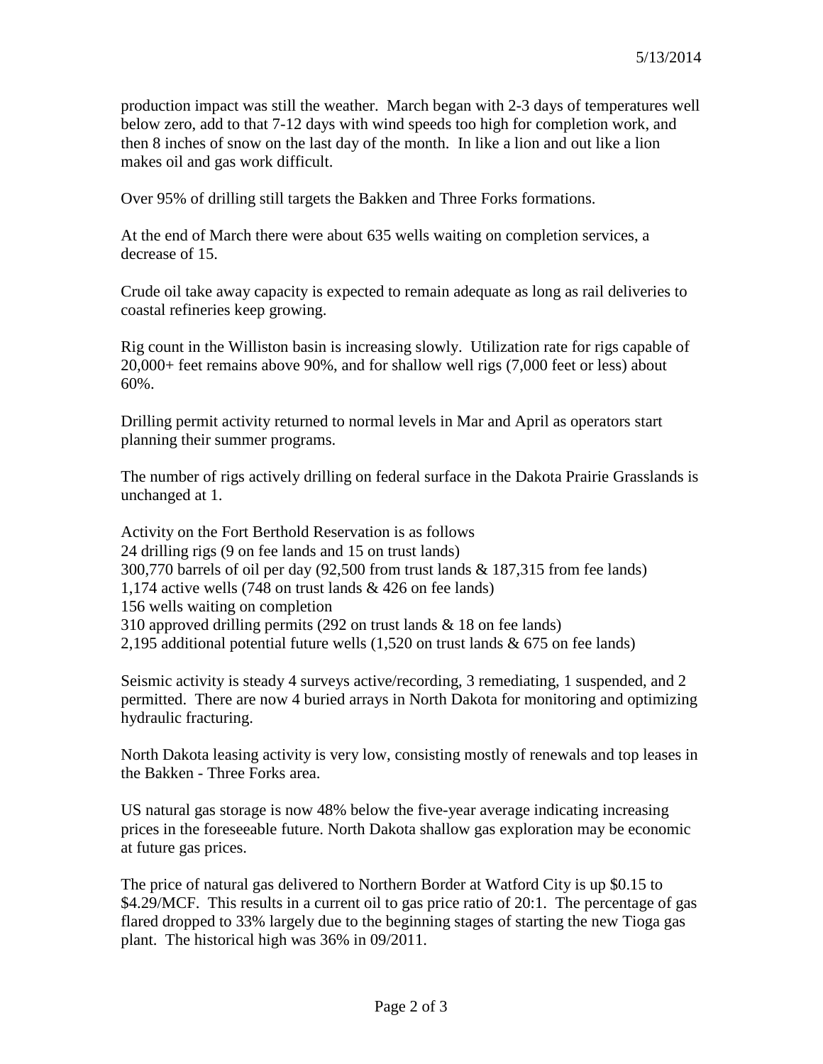production impact was still the weather. March began with 2-3 days of temperatures well below zero, add to that 7-12 days with wind speeds too high for completion work, and then 8 inches of snow on the last day of the month. In like a lion and out like a lion makes oil and gas work difficult.

Over 95% of drilling still targets the Bakken and Three Forks formations.

At the end of March there were about 635 wells waiting on completion services, a decrease of 15.

Crude oil take away capacity is expected to remain adequate as long as rail deliveries to coastal refineries keep growing.

Rig count in the Williston basin is increasing slowly. Utilization rate for rigs capable of 20,000+ feet remains above 90%, and for shallow well rigs (7,000 feet or less) about 60%.

Drilling permit activity returned to normal levels in Mar and April as operators start planning their summer programs.

The number of rigs actively drilling on federal surface in the Dakota Prairie Grasslands is unchanged at 1.

Activity on the Fort Berthold Reservation is as follows
24 drilling rigs (9 on fee lands and 15 on trust lands)
300,770 barrels of oil per day (92,500 from trust lands & 187,315 from fee lands)
1,174 active wells (748 on trust lands & 426 on fee lands)
156 wells waiting on completion
310 approved drilling permits (292 on trust lands & 18 on fee lands)
2,195 additional potential future wells (1,520 on trust lands & 675 on fee lands)

Seismic activity is steady 4 surveys active/recording, 3 remediating, 1 suspended, and 2 permitted. There are now 4 buried arrays in North Dakota for monitoring and optimizing hydraulic fracturing.

North Dakota leasing activity is very low, consisting mostly of renewals and top leases in the Bakken - Three Forks area.

US natural gas storage is now 48% below the five-year average indicating increasing prices in the foreseeable future. North Dakota shallow gas exploration may be economic at future gas prices.

The price of natural gas delivered to Northern Border at Watford City is up $0.15 to $4.29/MCF. This results in a current oil to gas price ratio of 20:1. The percentage of gas flared dropped to 33% largely due to the beginning stages of starting the new Tioga gas plant. The historical high was 36% in 09/2011.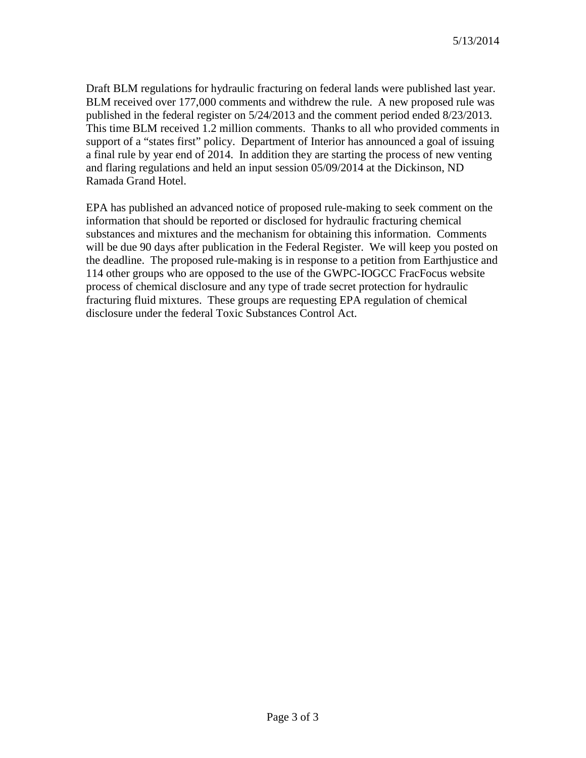Draft BLM regulations for hydraulic fracturing on federal lands were published last year. BLM received over 177,000 comments and withdrew the rule. A new proposed rule was published in the federal register on 5/24/2013 and the comment period ended 8/23/2013. This time BLM received 1.2 million comments. Thanks to all who provided comments in support of a "states first" policy. Department of Interior has announced a goal of issuing a final rule by year end of 2014. In addition they are starting the process of new venting and flaring regulations and held an input session 05/09/2014 at the Dickinson, ND Ramada Grand Hotel.

EPA has published an advanced notice of proposed rule-making to seek comment on the information that should be reported or disclosed for hydraulic fracturing chemical substances and mixtures and the mechanism for obtaining this information. Comments will be due 90 days after publication in the Federal Register. We will keep you posted on the deadline. The proposed rule-making is in response to a petition from Earthjustice and 114 other groups who are opposed to the use of the GWPC-IOGCC FracFocus website process of chemical disclosure and any type of trade secret protection for hydraulic fracturing fluid mixtures. These groups are requesting EPA regulation of chemical disclosure under the federal Toxic Substances Control Act.